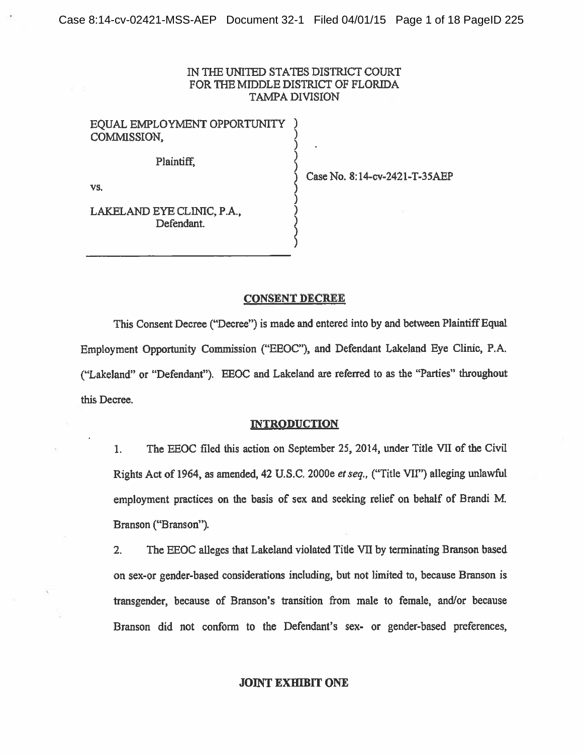IN THE UNITED STATES DISTRICT COURT
FOR THE MIDDLE DISTRICT OF FLORIDA
TAMPA DIVISION

EQUAL EMPLOYMENT OPPORTUNITY COMMISSION,

Plaintiff,

vs.

LAKELAND EYE CLINIC, P.A.,
Defendant.

Case No. 8:14-cv-2421-T-35AEP

## CONSENT DECREE

This Consent Decree ("Decree") is made and entered into by and between Plaintiff Equal Employment Opportunity Commission ("EEOC"), and Defendant Lakeland Eye Clinic, P.A. ("Lakeland" or "Defendant"). EEOC and Lakeland are referred to as the "Parties" throughout this Decree.

## INTRODUCTION

1. The EEOC filed this action on September 25, 2014, under Title VII of the Civil Rights Act of 1964, as amended, 42 U.S.C. 2000e *et seq.*, ("Title VII") alleging unlawful employment practices on the basis of sex and seeking relief on behalf of Brandi M. Branson ("Branson").

2. The EEOC alleges that Lakeland violated Title VII by terminating Branson based on sex-or gender-based considerations including, but not limited to, because Branson is transgender, because of Branson's transition from male to female, and/or because Branson did not conform to the Defendant's sex- or gender-based preferences,

**JOINT EXHIBIT ONE**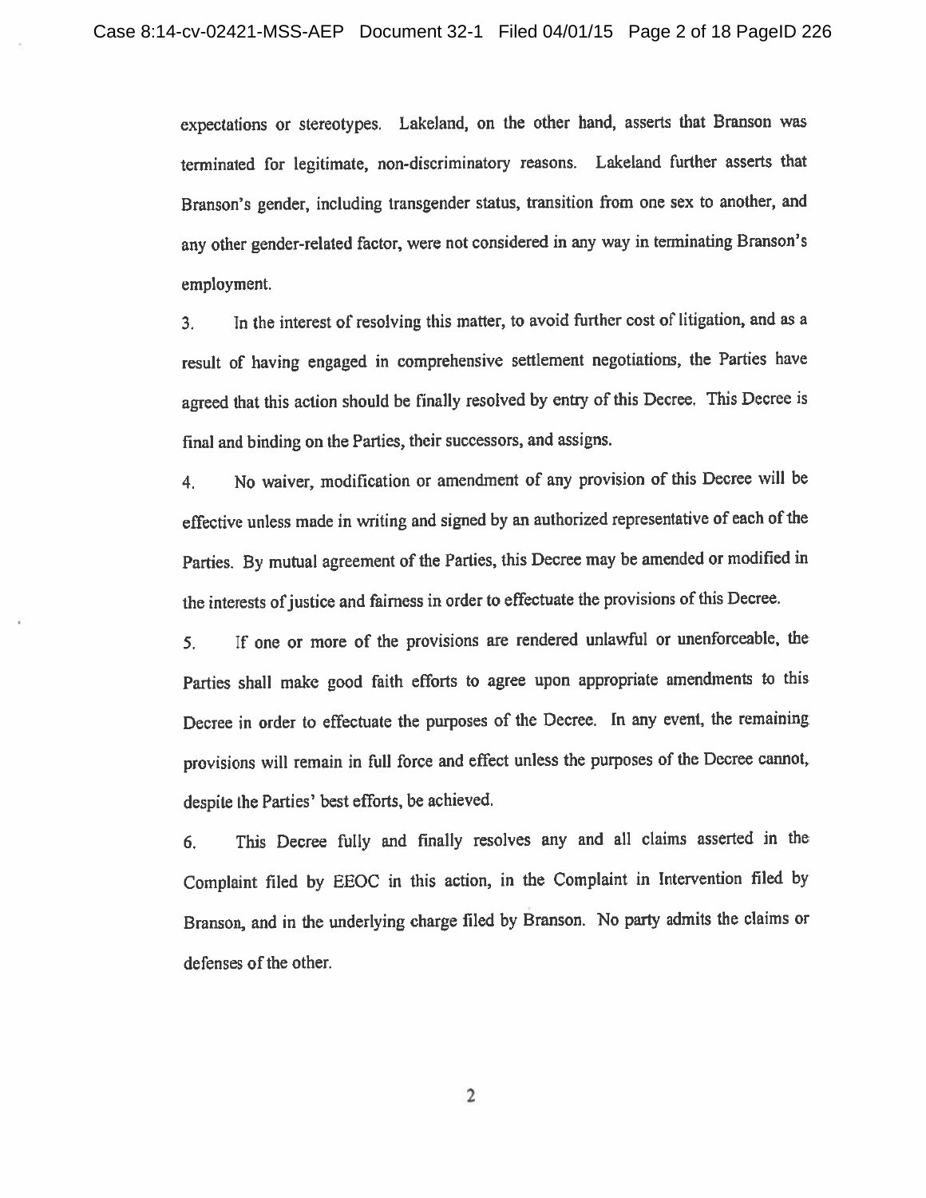expectations or stereotypes. Lakeland, on the other hand, asserts that Branson was terminated for legitimate, non-discriminatory reasons. Lakeland further asserts that Branson's gender, including transgender status, transition from one sex to another, and any other gender-related factor, were not considered in any way in terminating Branson's employment.

3. In the interest of resolving this matter, to avoid further cost of litigation, and as a result of having engaged in comprehensive settlement negotiations, the Parties have agreed that this action should be finally resolved by entry of this Decree. This Decree is final and binding on the Parties, their successors, and assigns.

4. No waiver, modification or amendment of any provision of this Decree will be effective unless made in writing and signed by an authorized representative of each of the Parties. By mutual agreement of the Parties, this Decree may be amended or modified in the interests of justice and fairness in order to effectuate the provisions of this Decree.

5. If one or more of the provisions are rendered unlawful or unenforceable, the Parties shall make good faith efforts to agree upon appropriate amendments to this Decree in order to effectuate the purposes of the Decree. In any event, the remaining provisions will remain in full force and effect unless the purposes of the Decree cannot, despite the Parties' best efforts, be achieved.

6. This Decree fully and finally resolves any and all claims asserted in the Complaint filed by EEOC in this action, in the Complaint in Intervention filed by Branson, and in the underlying charge filed by Branson. No party admits the claims or defenses of the other.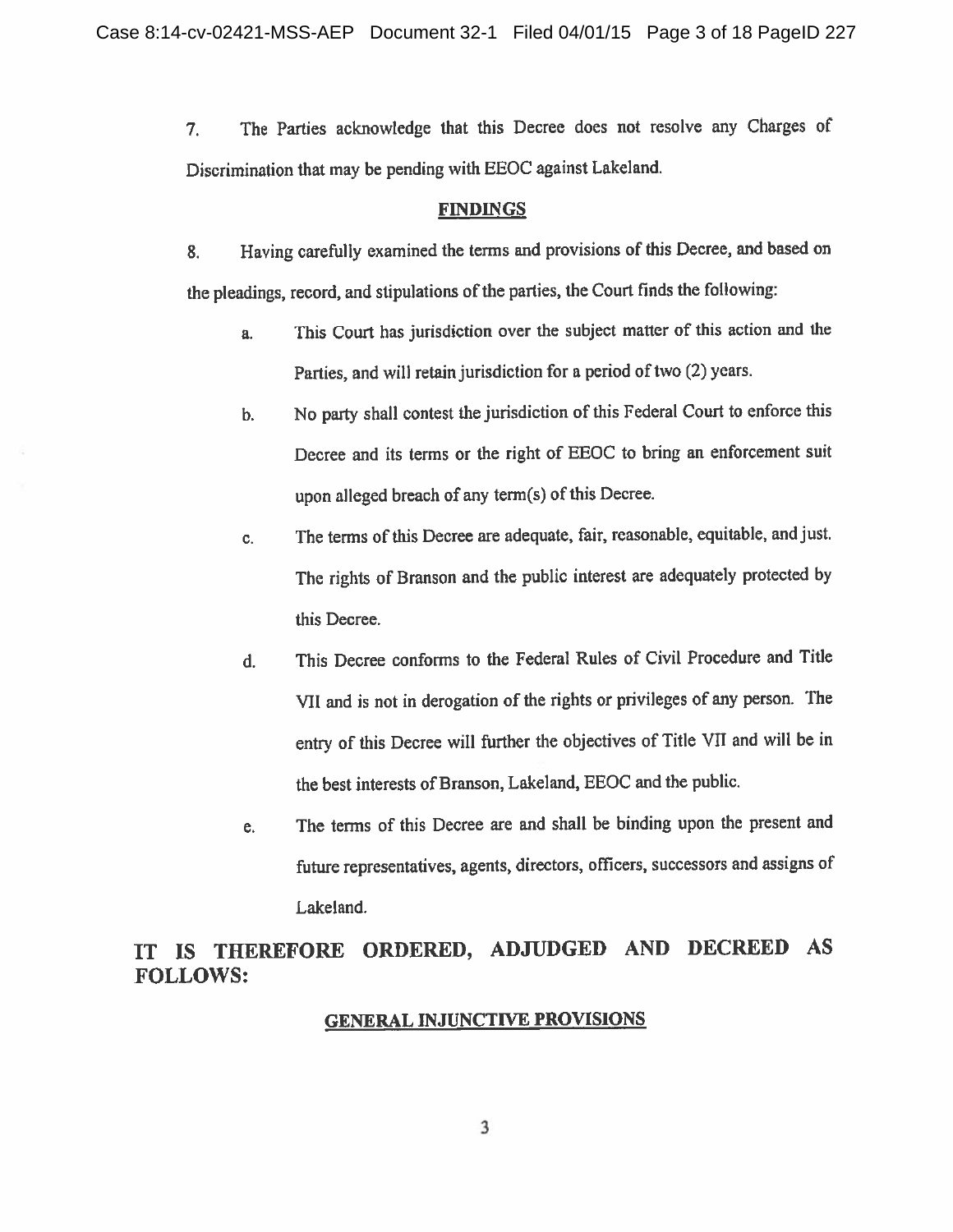7. The Parties acknowledge that this Decree does not resolve any Charges of Discrimination that may be pending with EEOC against Lakeland.

## FINDINGS

8. Having carefully examined the terms and provisions of this Decree, and based on the pleadings, record, and stipulations of the parties, the Court finds the following:

   a. This Court has jurisdiction over the subject matter of this action and the Parties, and will retain jurisdiction for a period of two (2) years.

   b. No party shall contest the jurisdiction of this Federal Court to enforce this Decree and its terms or the right of EEOC to bring an enforcement suit upon alleged breach of any term(s) of this Decree.

   c. The terms of this Decree are adequate, fair, reasonable, equitable, and just. The rights of Branson and the public interest are adequately protected by this Decree.

   d. This Decree conforms to the Federal Rules of Civil Procedure and Title VII and is not in derogation of the rights or privileges of any person. The entry of this Decree will further the objectives of Title VII and will be in the best interests of Branson, Lakeland, EEOC and the public.

   e. The terms of this Decree are and shall be binding upon the present and future representatives, agents, directors, officers, successors and assigns of Lakeland.

**IT IS THEREFORE ORDERED, ADJUDGED AND DECREED AS FOLLOWS:**

## GENERAL INJUNCTIVE PROVISIONS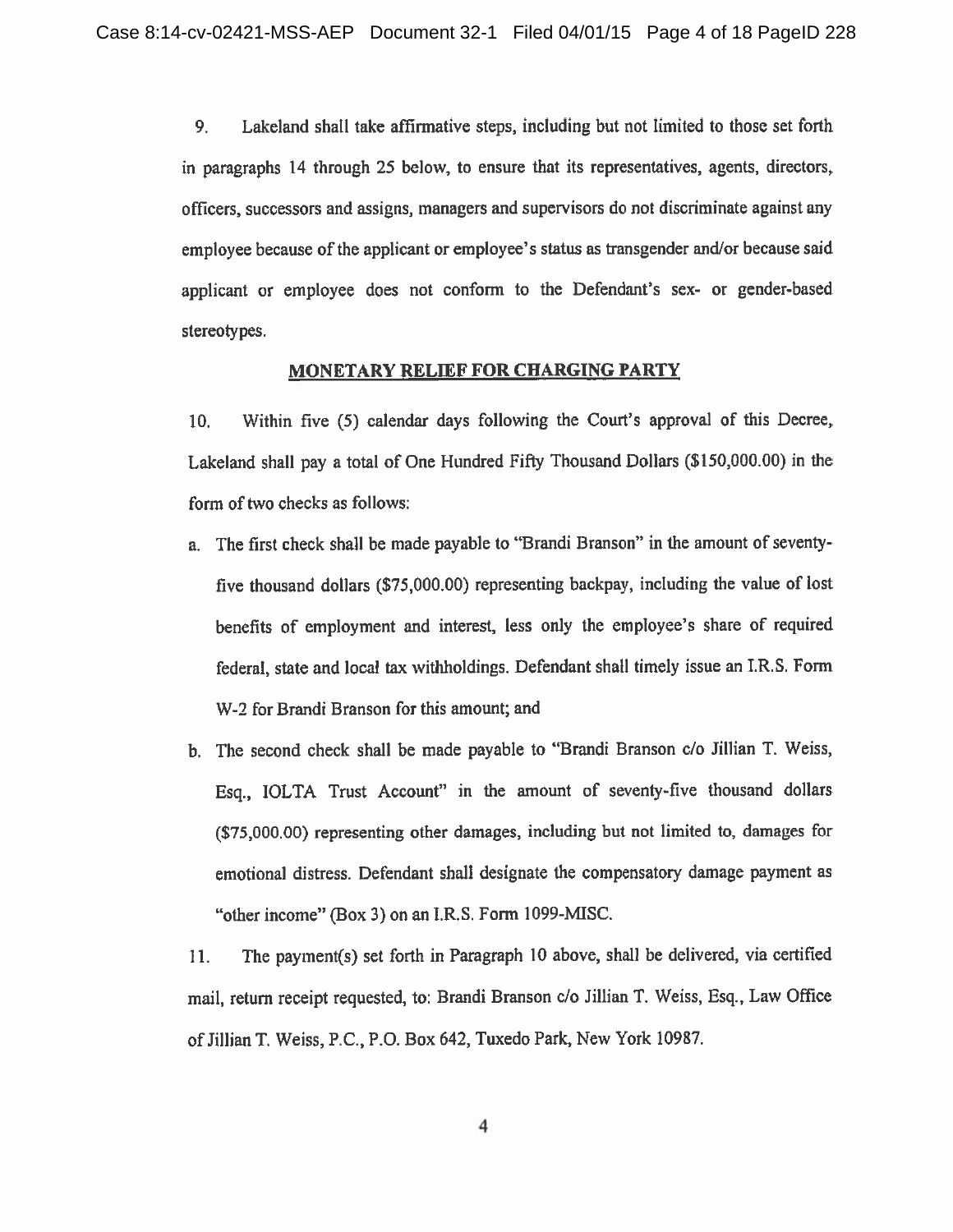9. Lakeland shall take affirmative steps, including but not limited to those set forth in paragraphs 14 through 25 below, to ensure that its representatives, agents, directors, officers, successors and assigns, managers and supervisors do not discriminate against any employee because of the applicant or employee's status as transgender and/or because said applicant or employee does not conform to the Defendant's sex- or gender-based stereotypes.

## MONETARY RELIEF FOR CHARGING PARTY

10. Within five (5) calendar days following the Court's approval of this Decree, Lakeland shall pay a total of One Hundred Fifty Thousand Dollars ($150,000.00) in the form of two checks as follows:

a. The first check shall be made payable to "Brandi Branson" in the amount of seventy-five thousand dollars ($75,000.00) representing backpay, including the value of lost benefits of employment and interest, less only the employee's share of required federal, state and local tax withholdings. Defendant shall timely issue an I.R.S. Form W-2 for Brandi Branson for this amount; and

b. The second check shall be made payable to "Brandi Branson c/o Jillian T. Weiss, Esq., IOLTA Trust Account" in the amount of seventy-five thousand dollars ($75,000.00) representing other damages, including but not limited to, damages for emotional distress. Defendant shall designate the compensatory damage payment as "other income" (Box 3) on an I.R.S. Form 1099-MISC.

11. The payment(s) set forth in Paragraph 10 above, shall be delivered, via certified mail, return receipt requested, to: Brandi Branson c/o Jillian T. Weiss, Esq., Law Office of Jillian T. Weiss, P.C., P.O. Box 642, Tuxedo Park, New York 10987.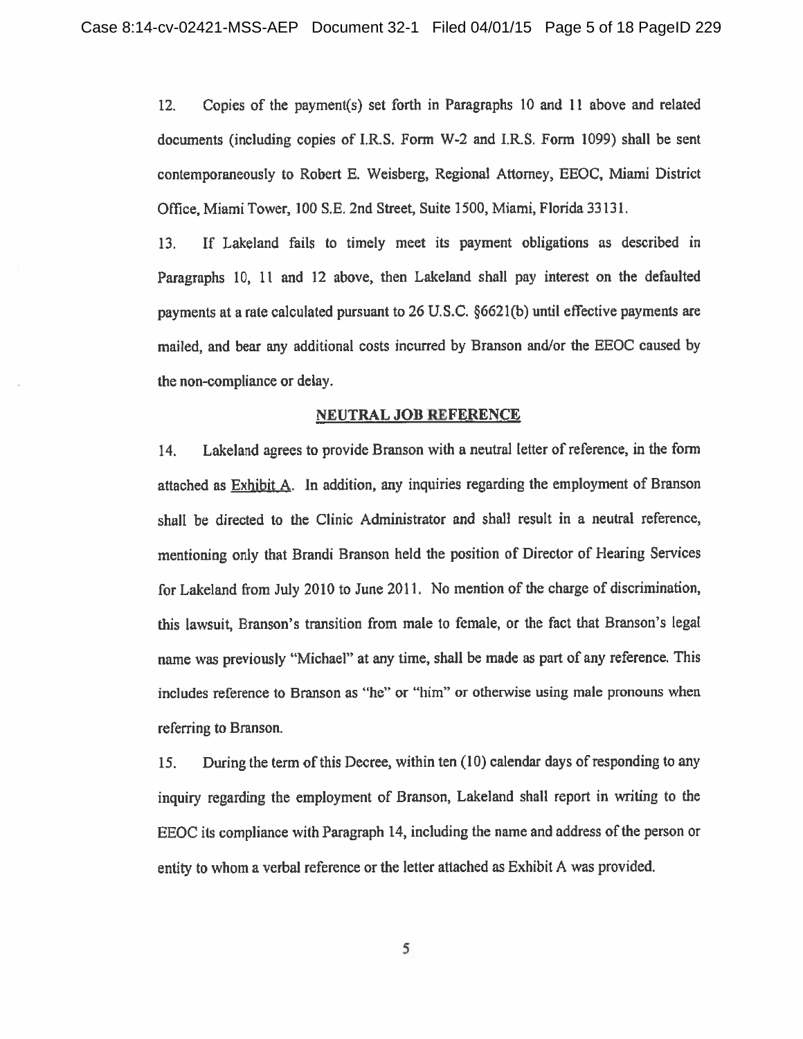12. Copies of the payment(s) set forth in Paragraphs 10 and 11 above and related documents (including copies of I.R.S. Form W-2 and I.R.S. Form 1099) shall be sent contemporaneously to Robert E. Weisberg, Regional Attorney, EEOC, Miami District Office, Miami Tower, 100 S.E. 2nd Street, Suite 1500, Miami, Florida 33131.

13. If Lakeland fails to timely meet its payment obligations as described in Paragraphs 10, 11 and 12 above, then Lakeland shall pay interest on the defaulted payments at a rate calculated pursuant to 26 U.S.C. §6621(b) until effective payments are mailed, and bear any additional costs incurred by Branson and/or the EEOC caused by the non-compliance or delay.

**NEUTRAL JOB REFERENCE**

14. Lakeland agrees to provide Branson with a neutral letter of reference, in the form attached as Exhibit A. In addition, any inquiries regarding the employment of Branson shall be directed to the Clinic Administrator and shall result in a neutral reference, mentioning only that Brandi Branson held the position of Director of Hearing Services for Lakeland from July 2010 to June 2011. No mention of the charge of discrimination, this lawsuit, Branson's transition from male to female, or the fact that Branson's legal name was previously "Michael" at any time, shall be made as part of any reference. This includes reference to Branson as "he" or "him" or otherwise using male pronouns when referring to Branson.

15. During the term of this Decree, within ten (10) calendar days of responding to any inquiry regarding the employment of Branson, Lakeland shall report in writing to the EEOC its compliance with Paragraph 14, including the name and address of the person or entity to whom a verbal reference or the letter attached as Exhibit A was provided.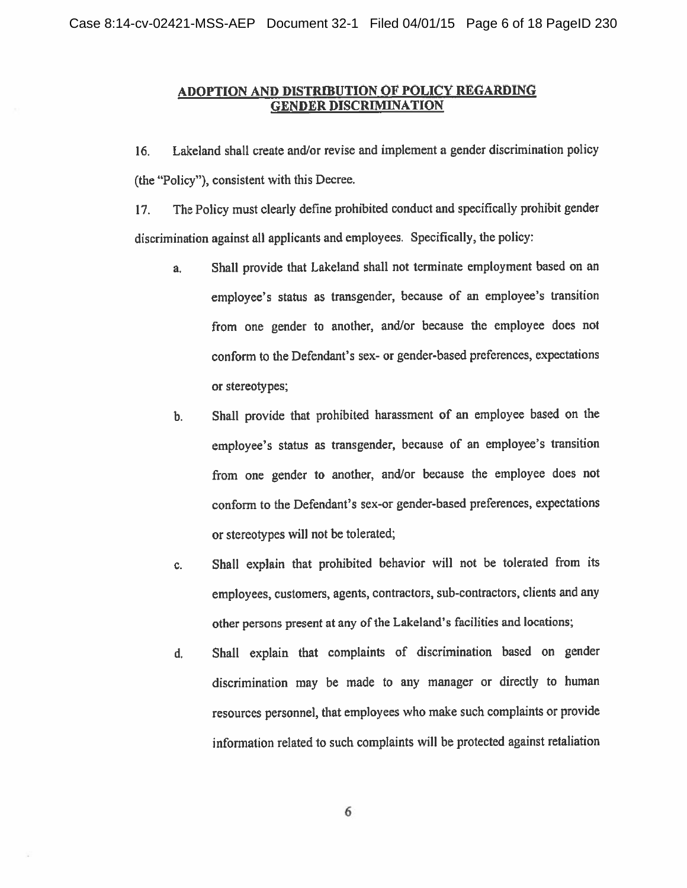## ADOPTION AND DISTRIBUTION OF POLICY REGARDING GENDER DISCRIMINATION

16. Lakeland shall create and/or revise and implement a gender discrimination policy (the "Policy"), consistent with this Decree.

17. The Policy must clearly define prohibited conduct and specifically prohibit gender discrimination against all applicants and employees. Specifically, the policy:

   a. Shall provide that Lakeland shall not terminate employment based on an employee's status as transgender, because of an employee's transition from one gender to another, and/or because the employee does not conform to the Defendant's sex- or gender-based preferences, expectations or stereotypes;

   b. Shall provide that prohibited harassment of an employee based on the employee's status as transgender, because of an employee's transition from one gender to another, and/or because the employee does not conform to the Defendant's sex-or gender-based preferences, expectations or stereotypes will not be tolerated;

   c. Shall explain that prohibited behavior will not be tolerated from its employees, customers, agents, contractors, sub-contractors, clients and any other persons present at any of the Lakeland's facilities and locations;

   d. Shall explain that complaints of discrimination based on gender discrimination may be made to any manager or directly to human resources personnel, that employees who make such complaints or provide information related to such complaints will be protected against retaliation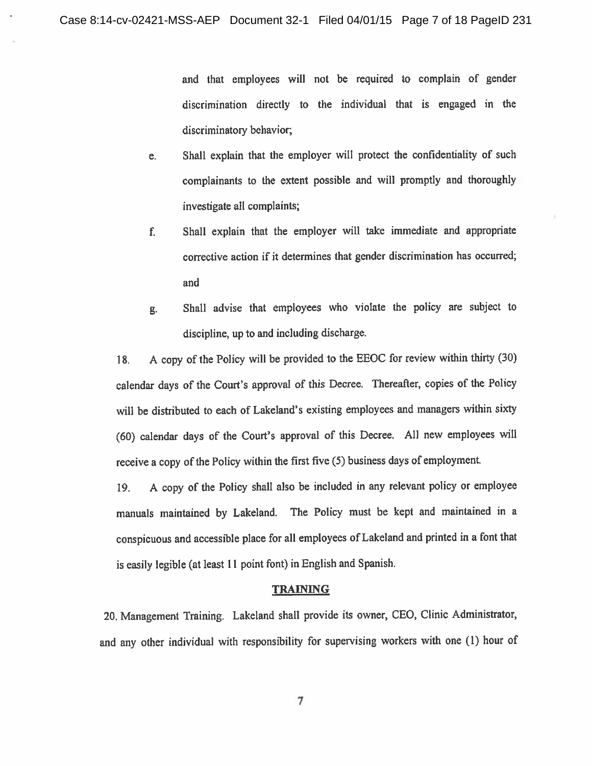and that employees will not be required to complain of gender discrimination directly to the individual that is engaged in the discriminatory behavior;

e. Shall explain that the employer will protect the confidentiality of such complainants to the extent possible and will promptly and thoroughly investigate all complaints;

f. Shall explain that the employer will take immediate and appropriate corrective action if it determines that gender discrimination has occurred; and

g. Shall advise that employees who violate the policy are subject to discipline, up to and including discharge.

18. A copy of the Policy will be provided to the EEOC for review within thirty (30) calendar days of the Court's approval of this Decree. Thereafter, copies of the Policy will be distributed to each of Lakeland's existing employees and managers within sixty (60) calendar days of the Court's approval of this Decree. All new employees will receive a copy of the Policy within the first five (5) business days of employment.

19. A copy of the Policy shall also be included in any relevant policy or employee manuals maintained by Lakeland. The Policy must be kept and maintained in a conspicuous and accessible place for all employees of Lakeland and printed in a font that is easily legible (at least 11 point font) in English and Spanish.

## TRAINING

20. Management Training. Lakeland shall provide its owner, CEO, Clinic Administrator, and any other individual with responsibility for supervising workers with one (1) hour of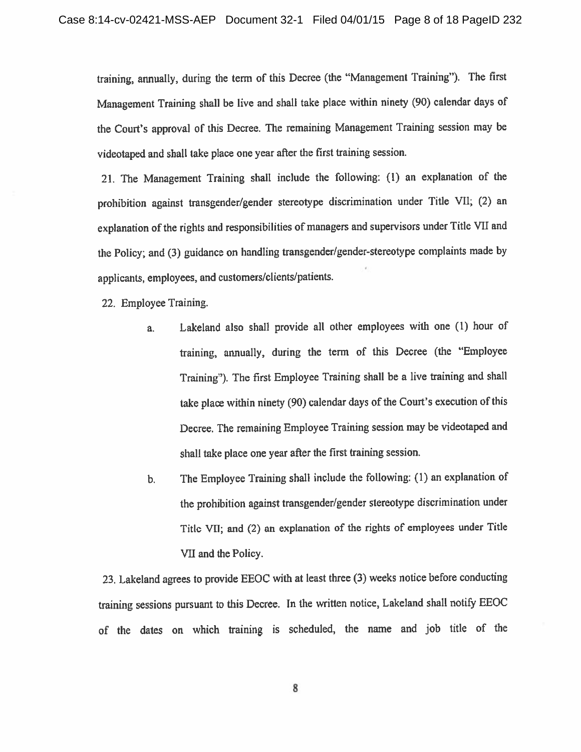training, annually, during the term of this Decree (the "Management Training"). The first Management Training shall be live and shall take place within ninety (90) calendar days of the Court's approval of this Decree. The remaining Management Training session may be videotaped and shall take place one year after the first training session.

21. The Management Training shall include the following: (1) an explanation of the prohibition against transgender/gender stereotype discrimination under Title VII; (2) an explanation of the rights and responsibilities of managers and supervisors under Title VII and the Policy; and (3) guidance on handling transgender/gender-stereotype complaints made by applicants, employees, and customers/clients/patients.

22. Employee Training.

a. Lakeland also shall provide all other employees with one (1) hour of training, annually, during the term of this Decree (the "Employee Training"). The first Employee Training shall be a live training and shall take place within ninety (90) calendar days of the Court's execution of this Decree. The remaining Employee Training session may be videotaped and shall take place one year after the first training session.

b. The Employee Training shall include the following: (1) an explanation of the prohibition against transgender/gender stereotype discrimination under Title VII; and (2) an explanation of the rights of employees under Title VII and the Policy.

23. Lakeland agrees to provide EEOC with at least three (3) weeks notice before conducting training sessions pursuant to this Decree. In the written notice, Lakeland shall notify EEOC of the dates on which training is scheduled, the name and job title of the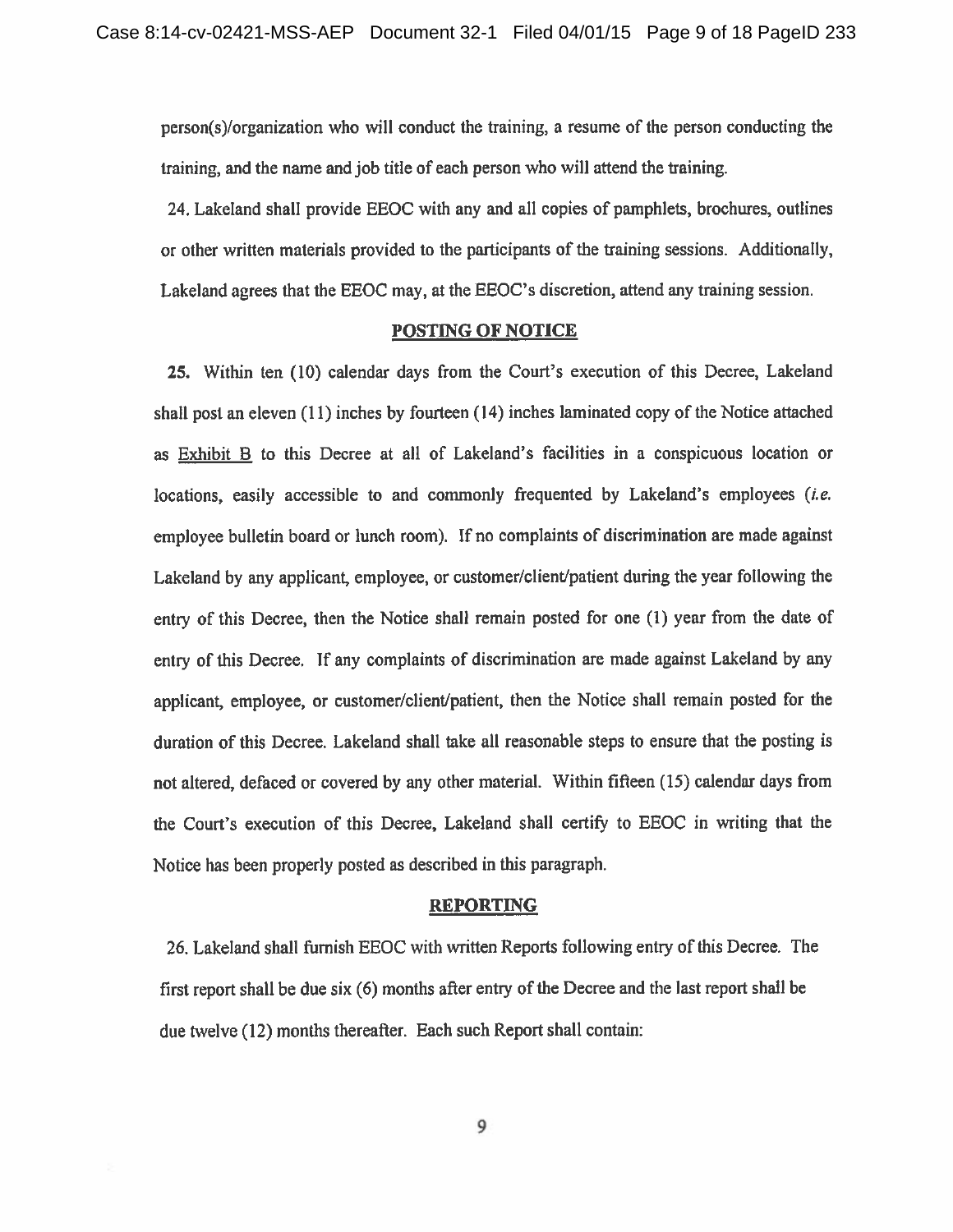person(s)/organization who will conduct the training, a resume of the person conducting the training, and the name and job title of each person who will attend the training.

24. Lakeland shall provide EEOC with any and all copies of pamphlets, brochures, outlines or other written materials provided to the participants of the training sessions. Additionally, Lakeland agrees that the EEOC may, at the EEOC's discretion, attend any training session.

## POSTING OF NOTICE

**25.** Within ten (10) calendar days from the Court's execution of this Decree, Lakeland shall post an eleven (11) inches by fourteen (14) inches laminated copy of the Notice attached as Exhibit B to this Decree at all of Lakeland's facilities in a conspicuous location or locations, easily accessible to and commonly frequented by Lakeland's employees (*i.e.* employee bulletin board or lunch room). If no complaints of discrimination are made against Lakeland by any applicant, employee, or customer/client/patient during the year following the entry of this Decree, then the Notice shall remain posted for one (1) year from the date of entry of this Decree. If any complaints of discrimination are made against Lakeland by any applicant, employee, or customer/client/patient, then the Notice shall remain posted for the duration of this Decree. Lakeland shall take all reasonable steps to ensure that the posting is not altered, defaced or covered by any other material. Within fifteen (15) calendar days from the Court's execution of this Decree, Lakeland shall certify to EEOC in writing that the Notice has been properly posted as described in this paragraph.

## REPORTING

26. Lakeland shall furnish EEOC with written Reports following entry of this Decree. The first report shall be due six (6) months after entry of the Decree and the last report shall be due twelve (12) months thereafter. Each such Report shall contain: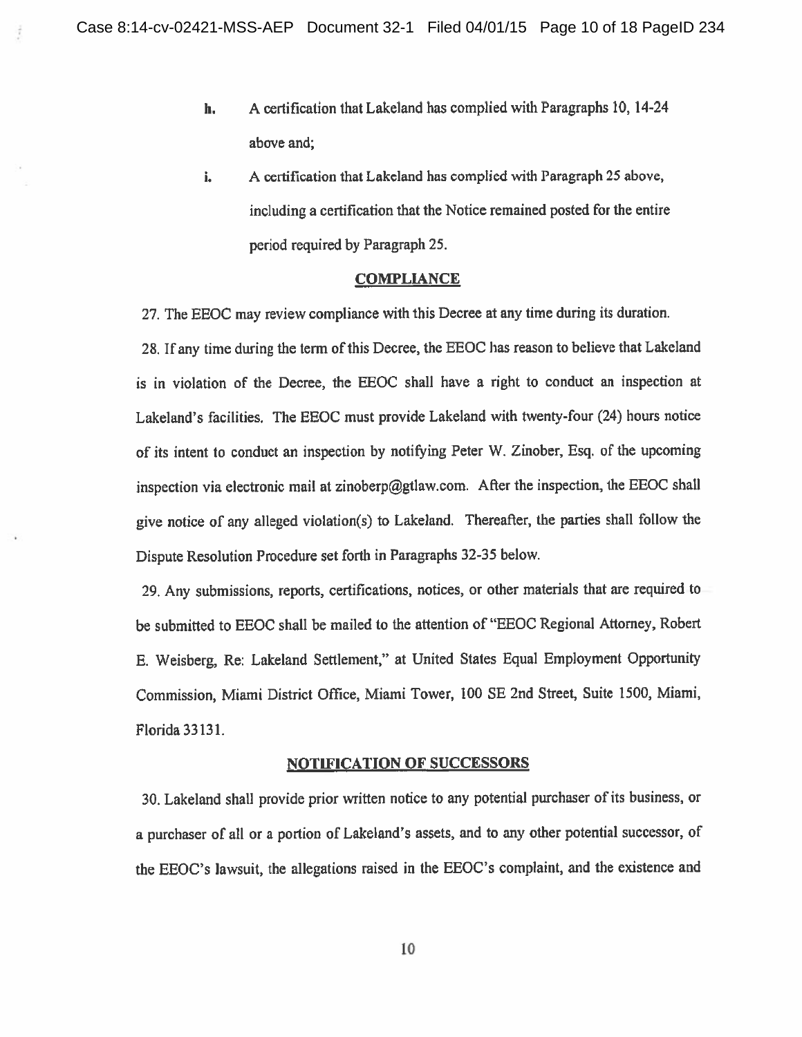h. A certification that Lakeland has complied with Paragraphs 10, 14-24 above and;

i. A certification that Lakeland has complied with Paragraph 25 above, including a certification that the Notice remained posted for the entire period required by Paragraph 25.

## COMPLIANCE

27. The EEOC may review compliance with this Decree at any time during its duration.

28. If any time during the term of this Decree, the EEOC has reason to believe that Lakeland is in violation of the Decree, the EEOC shall have a right to conduct an inspection at Lakeland's facilities. The EEOC must provide Lakeland with twenty-four (24) hours notice of its intent to conduct an inspection by notifying Peter W. Zinober, Esq. of the upcoming inspection via electronic mail at zinoberp@gtlaw.com. After the inspection, the EEOC shall give notice of any alleged violation(s) to Lakeland. Thereafter, the parties shall follow the Dispute Resolution Procedure set forth in Paragraphs 32-35 below.

29. Any submissions, reports, certifications, notices, or other materials that are required to be submitted to EEOC shall be mailed to the attention of "EEOC Regional Attorney, Robert E. Weisberg, Re: Lakeland Settlement," at United States Equal Employment Opportunity Commission, Miami District Office, Miami Tower, 100 SE 2nd Street, Suite 1500, Miami, Florida 33131.

## NOTIFICATION OF SUCCESSORS

30. Lakeland shall provide prior written notice to any potential purchaser of its business, or a purchaser of all or a portion of Lakeland's assets, and to any other potential successor, of the EEOC's lawsuit, the allegations raised in the EEOC's complaint, and the existence and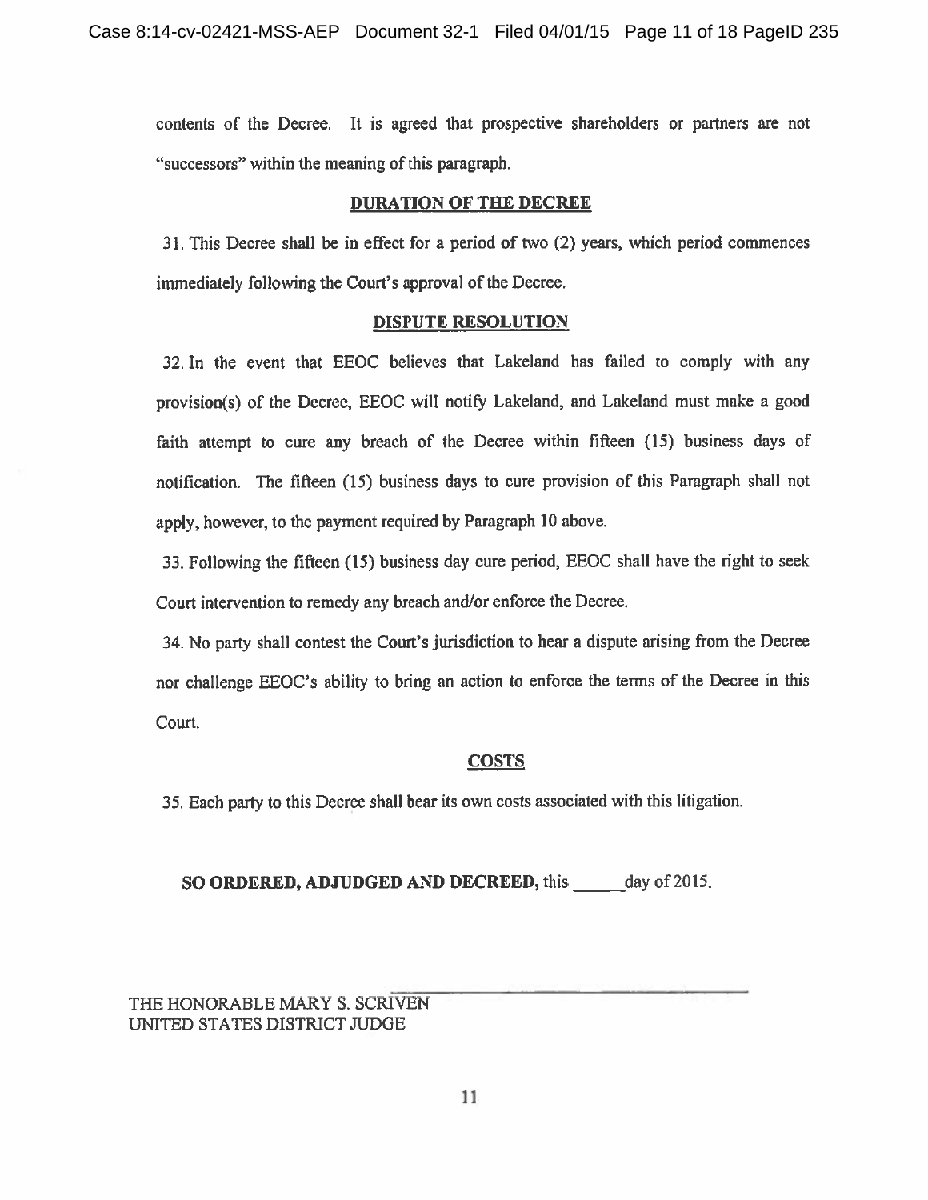contents of the Decree. It is agreed that prospective shareholders or partners are not "successors" within the meaning of this paragraph.

## DURATION OF THE DECREE

31. This Decree shall be in effect for a period of two (2) years, which period commences immediately following the Court's approval of the Decree.

## DISPUTE RESOLUTION

32. In the event that EEOC believes that Lakeland has failed to comply with any provision(s) of the Decree, EEOC will notify Lakeland, and Lakeland must make a good faith attempt to cure any breach of the Decree within fifteen (15) business days of notification. The fifteen (15) business days to cure provision of this Paragraph shall not apply, however, to the payment required by Paragraph 10 above.

33. Following the fifteen (15) business day cure period, EEOC shall have the right to seek Court intervention to remedy any breach and/or enforce the Decree.

34. No party shall contest the Court's jurisdiction to hear a dispute arising from the Decree nor challenge EEOC's ability to bring an action to enforce the terms of the Decree in this Court.

## COSTS

35. Each party to this Decree shall bear its own costs associated with this litigation.

**SO ORDERED, ADJUDGED AND DECREED,** this _____ day of 2015.

\_\_\_\_\_\_\_\_\_\_\_\_\_\_\_\_\_\_\_\_\_\_\_\_\_\_\_\_\_\_\_\_\_\_\_\_

THE HONORABLE MARY S. SCRIVEN
UNITED STATES DISTRICT JUDGE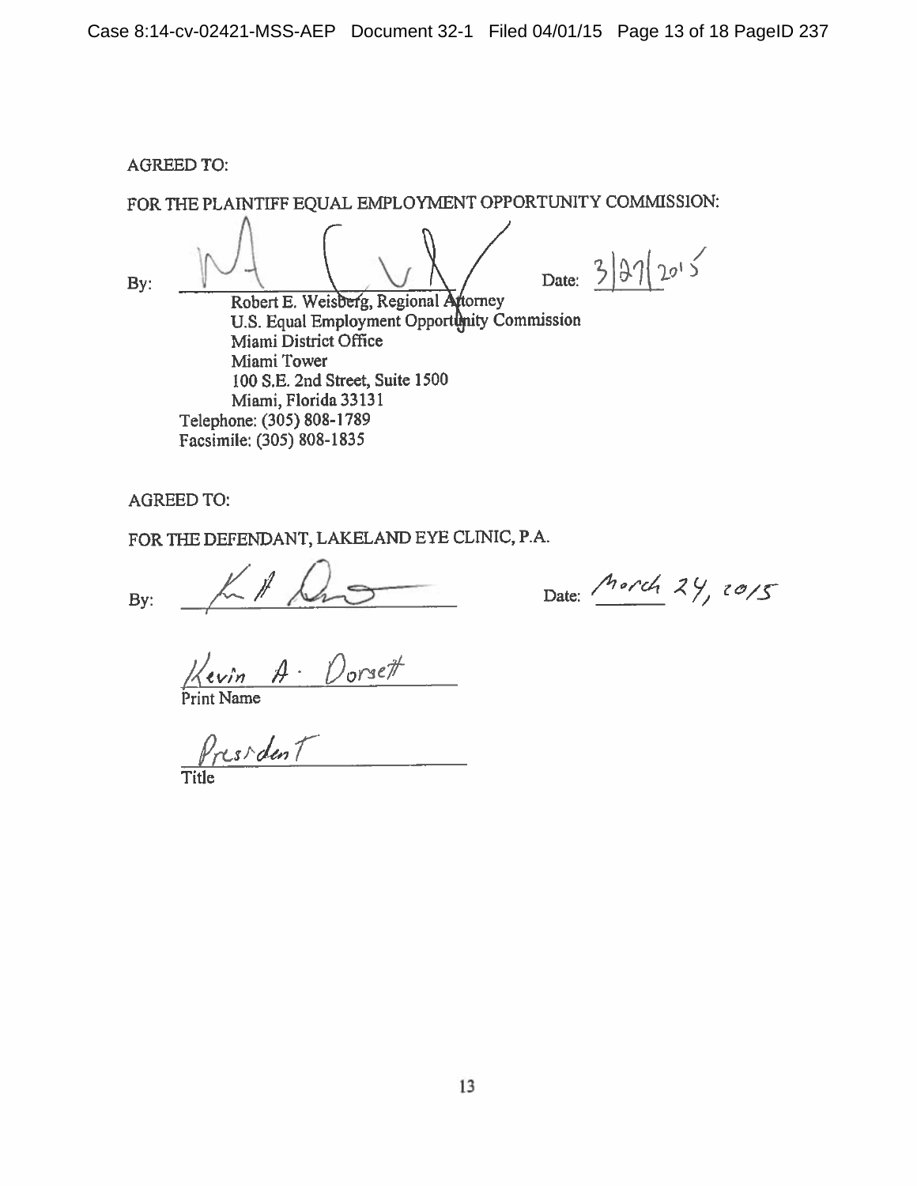AGREED TO:

FOR THE PLAINTIFF EQUAL EMPLOYMENT OPPORTUNITY COMMISSION:

By: ______________________________ Date: 3/27/2015

Robert E. Weisberg, Regional Attorney
U.S. Equal Employment Opportunity Commission
Miami District Office
Miami Tower
100 S.E. 2nd Street, Suite 1500
Miami, Florida 33131
Telephone: (305) 808-1789
Facsimile: (305) 808-1835

AGREED TO:

FOR THE DEFENDANT, LAKELAND EYE CLINIC, P.A.

By: ______________________________ Date: March 24, 2015

Kevin A. Dorsett
Print Name

President
Title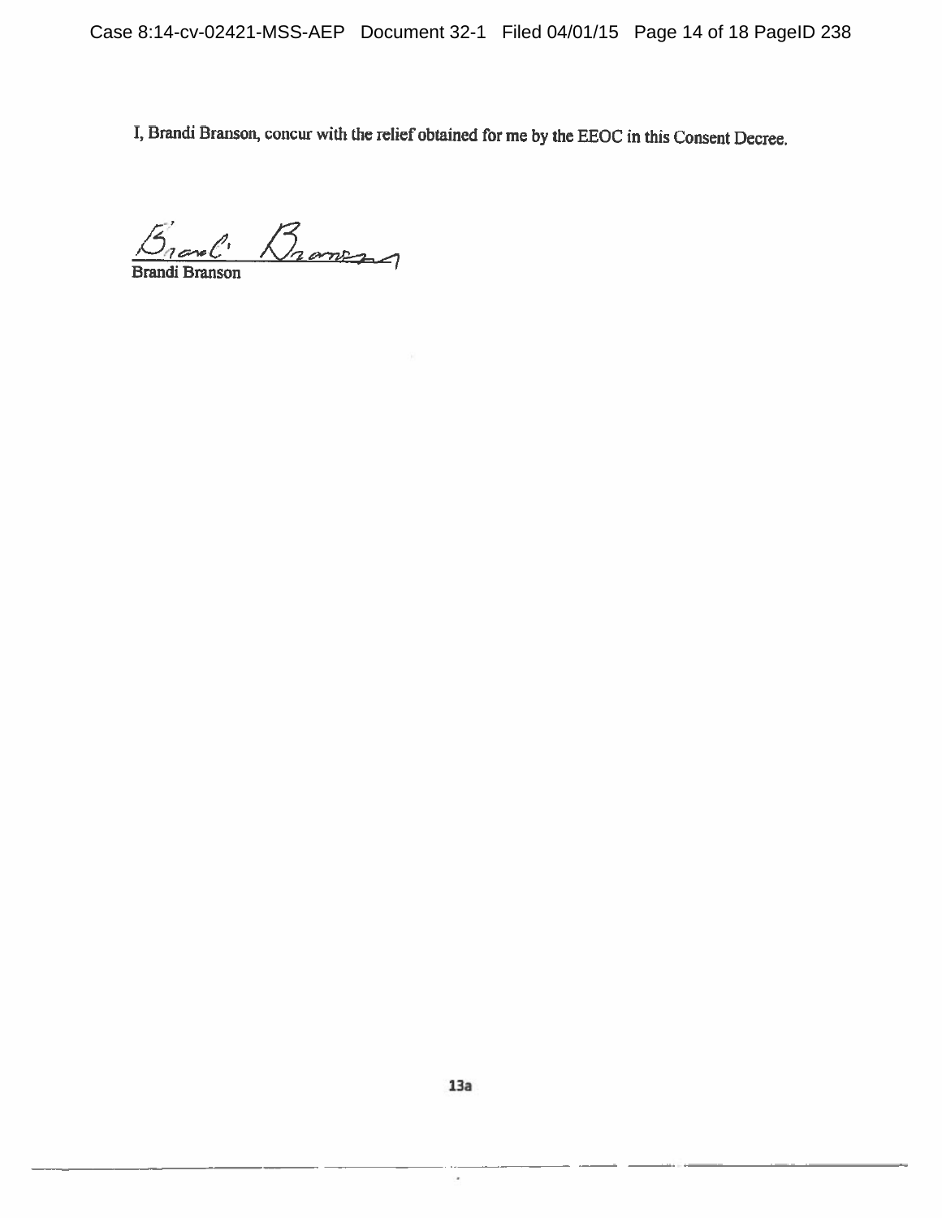I, Brandi Branson, concur with the relief obtained for me by the EEOC in this Consent Decree.

Brandi Branson

13a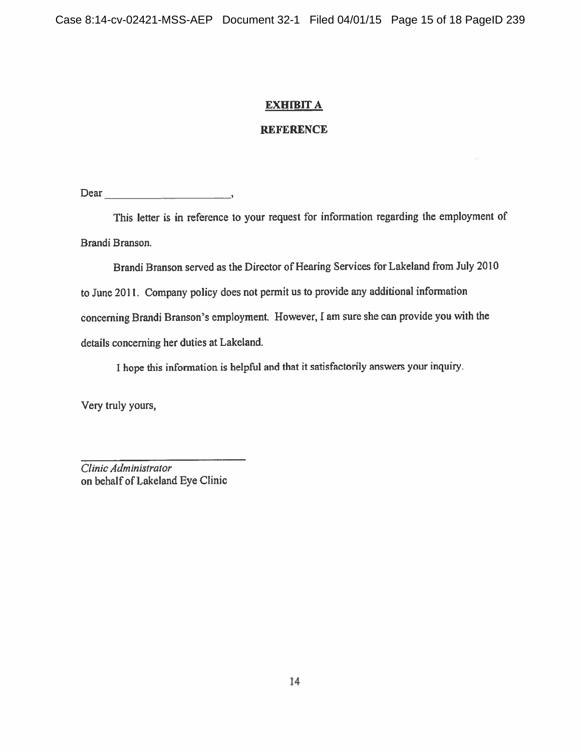**EXHIBIT A**

**REFERENCE**

Dear ______________________,

This letter is in reference to your request for information regarding the employment of Brandi Branson.

Brandi Branson served as the Director of Hearing Services for Lakeland from July 2010 to June 2011. Company policy does not permit us to provide any additional information concerning Brandi Branson's employment. However, I am sure she can provide you with the details concerning her duties at Lakeland.

I hope this information is helpful and that it satisfactorily answers your inquiry.

Very truly yours,

______________________________
*Clinic Administrator*
on behalf of Lakeland Eye Clinic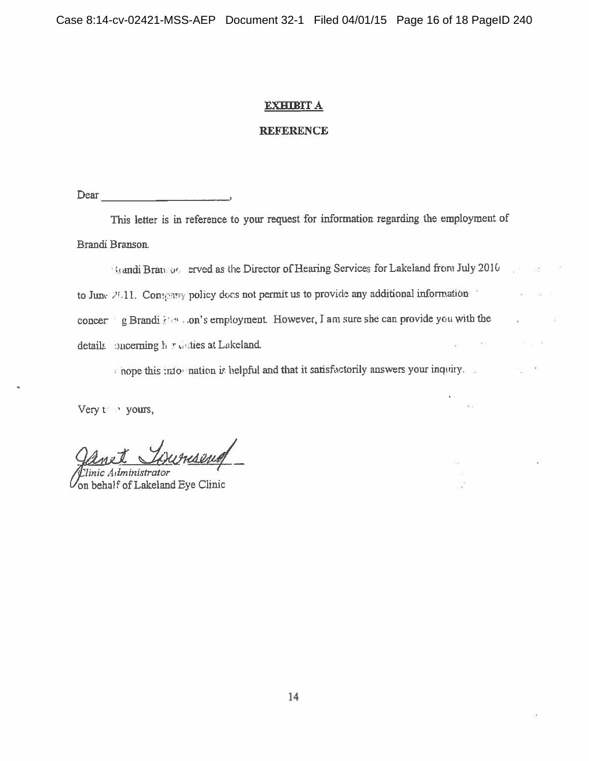**EXHIBIT A**

**REFERENCE**

Dear \_\_\_\_\_\_\_\_\_\_\_\_\_\_\_\_\_\_\_\_\_\_\_\_,

This letter is in reference to your request for information regarding the employment of Brandi Branson.

Brandi Branson served as the Director of Hearing Services for Lakeland from July 2010 to June 2011. Company policy does not permit us to provide any additional information concerning Brandi Branson's employment. However, I am sure she can provide you with the details concerning her duties at Lakeland.

I hope this information is helpful and that it satisfactorily answers your inquiry.

Very truly yours,

Janet Townsend

*Clinic Administrator*
on behalf of Lakeland Eye Clinic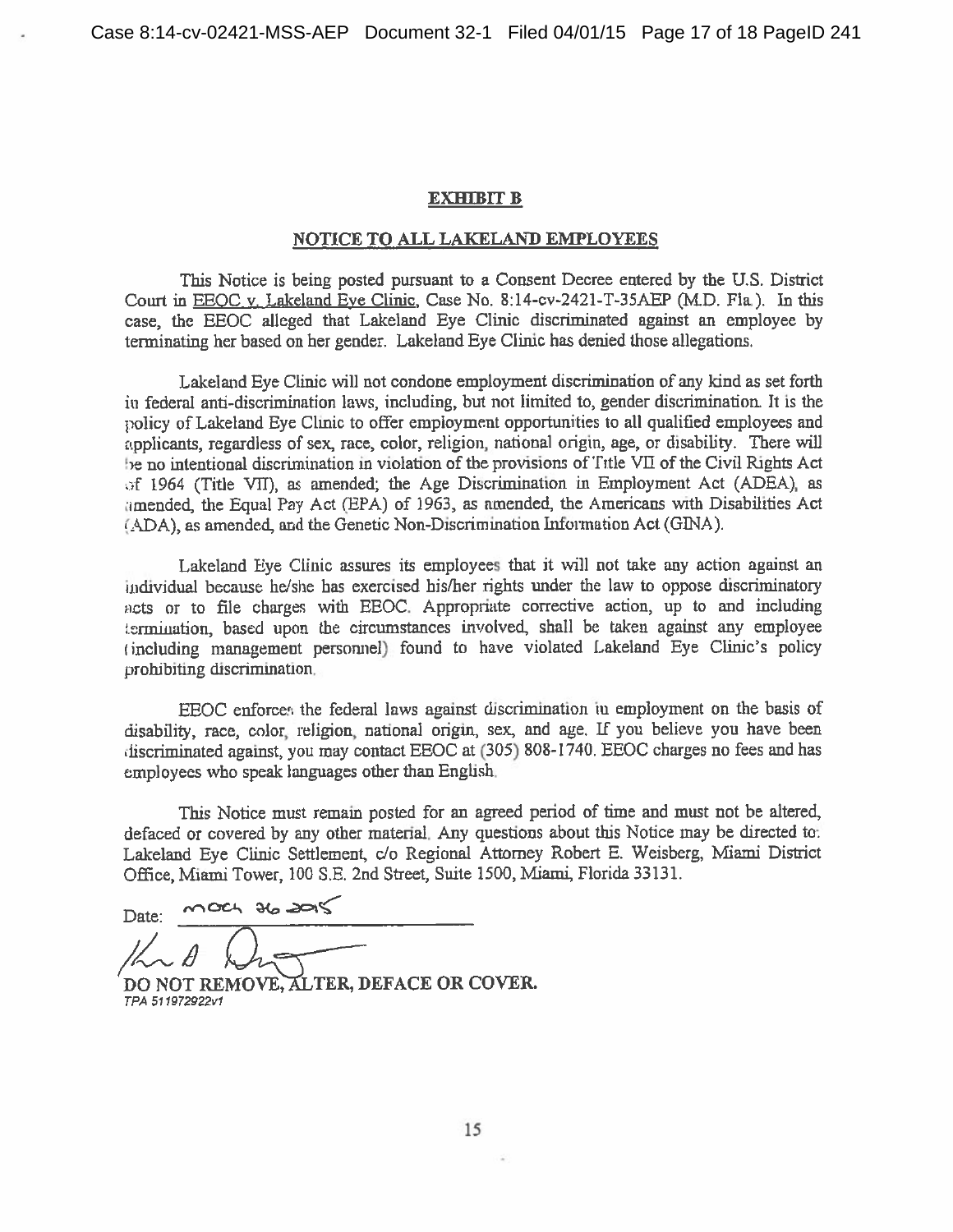## EXHIBIT B

## NOTICE TO ALL LAKELAND EMPLOYEES

This Notice is being posted pursuant to a Consent Decree entered by the U.S. District Court in EEOC v. Lakeland Eye Clinic, Case No. 8:14-cv-2421-T-35AEP (M.D. Fla.). In this case, the EEOC alleged that Lakeland Eye Clinic discriminated against an employee by terminating her based on her gender. Lakeland Eye Clinic has denied those allegations.

Lakeland Eye Clinic will not condone employment discrimination of any kind as set forth in federal anti-discrimination laws, including, but not limited to, gender discrimination. It is the policy of Lakeland Eye Clinic to offer employment opportunities to all qualified employees and applicants, regardless of sex, race, color, religion, national origin, age, or disability. There will be no intentional discrimination in violation of the provisions of Title VII of the Civil Rights Act of 1964 (Title VII), as amended; the Age Discrimination in Employment Act (ADEA), as amended, the Equal Pay Act (EPA) of 1963, as amended, the Americans with Disabilities Act (ADA), as amended, and the Genetic Non-Discrimination Information Act (GINA).

Lakeland Eye Clinic assures its employees that it will not take any action against an individual because he/she has exercised his/her rights under the law to oppose discriminatory acts or to file charges with EEOC. Appropriate corrective action, up to and including termination, based upon the circumstances involved, shall be taken against any employee (including management personnel) found to have violated Lakeland Eye Clinic's policy prohibiting discrimination.

EEOC enforces the federal laws against discrimination in employment on the basis of disability, race, color, religion, national origin, sex, and age. If you believe you have been discriminated against, you may contact EEOC at (305) 808-1740. EEOC charges no fees and has employees who speak languages other than English.

This Notice must remain posted for an agreed period of time and must not be altered, defaced or covered by any other material. Any questions about this Notice may be directed to: Lakeland Eye Clinic Settlement, c/o Regional Attorney Robert E. Weisberg, Miami District Office, Miami Tower, 100 S.E. 2nd Street, Suite 1500, Miami, Florida 33131.

Date: March 26 2015

**DO NOT REMOVE, ALTER, DEFACE OR COVER.**

*TPA 511972922v1*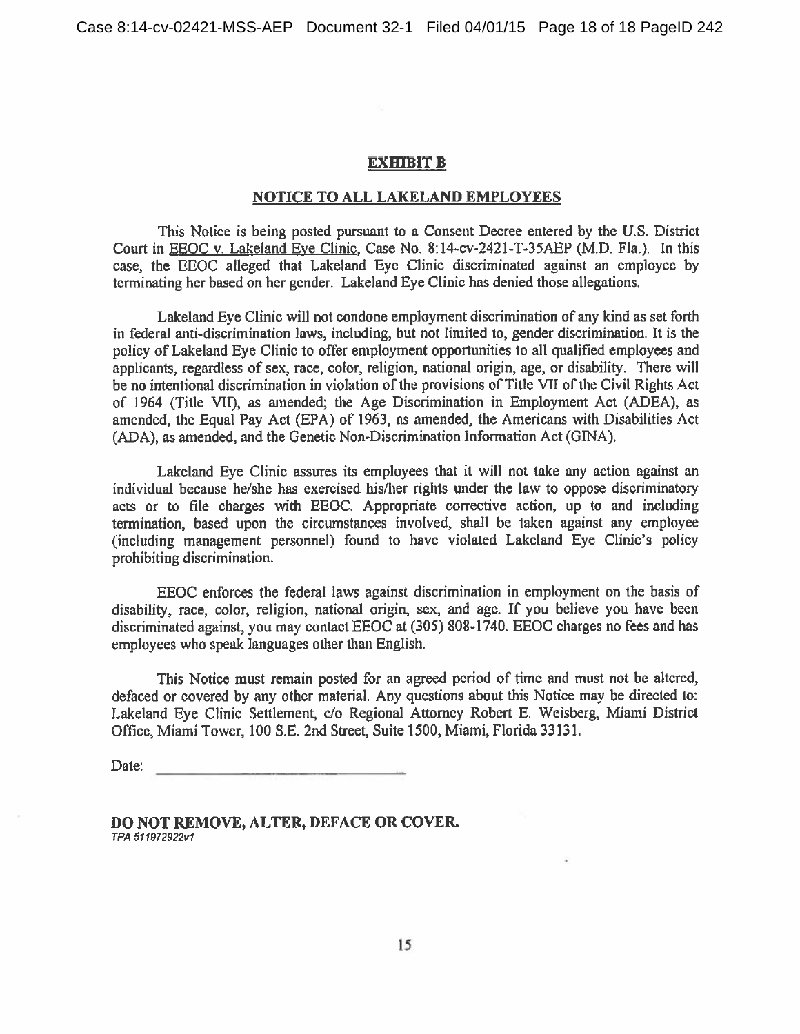## EXHIBIT B

## NOTICE TO ALL LAKELAND EMPLOYEES

This Notice is being posted pursuant to a Consent Decree entered by the U.S. District Court in EEOC v. Lakeland Eye Clinic, Case No. 8:14-cv-2421-T-35AEP (M.D. Fla.). In this case, the EEOC alleged that Lakeland Eye Clinic discriminated against an employee by terminating her based on her gender. Lakeland Eye Clinic has denied those allegations.

Lakeland Eye Clinic will not condone employment discrimination of any kind as set forth in federal anti-discrimination laws, including, but not limited to, gender discrimination. It is the policy of Lakeland Eye Clinic to offer employment opportunities to all qualified employees and applicants, regardless of sex, race, color, religion, national origin, age, or disability. There will be no intentional discrimination in violation of the provisions of Title VII of the Civil Rights Act of 1964 (Title VII), as amended; the Age Discrimination in Employment Act (ADEA), as amended, the Equal Pay Act (EPA) of 1963, as amended, the Americans with Disabilities Act (ADA), as amended, and the Genetic Non-Discrimination Information Act (GINA).

Lakeland Eye Clinic assures its employees that it will not take any action against an individual because he/she has exercised his/her rights under the law to oppose discriminatory acts or to file charges with EEOC. Appropriate corrective action, up to and including termination, based upon the circumstances involved, shall be taken against any employee (including management personnel) found to have violated Lakeland Eye Clinic's policy prohibiting discrimination.

EEOC enforces the federal laws against discrimination in employment on the basis of disability, race, color, religion, national origin, sex, and age. If you believe you have been discriminated against, you may contact EEOC at (305) 808-1740. EEOC charges no fees and has employees who speak languages other than English.

This Notice must remain posted for an agreed period of time and must not be altered, defaced or covered by any other material. Any questions about this Notice may be directed to: Lakeland Eye Clinic Settlement, c/o Regional Attorney Robert E. Weisberg, Miami District Office, Miami Tower, 100 S.E. 2nd Street, Suite 1500, Miami, Florida 33131.

Date: ______________________________

**DO NOT REMOVE, ALTER, DEFACE OR COVER.**

*TPA 511972922v1*